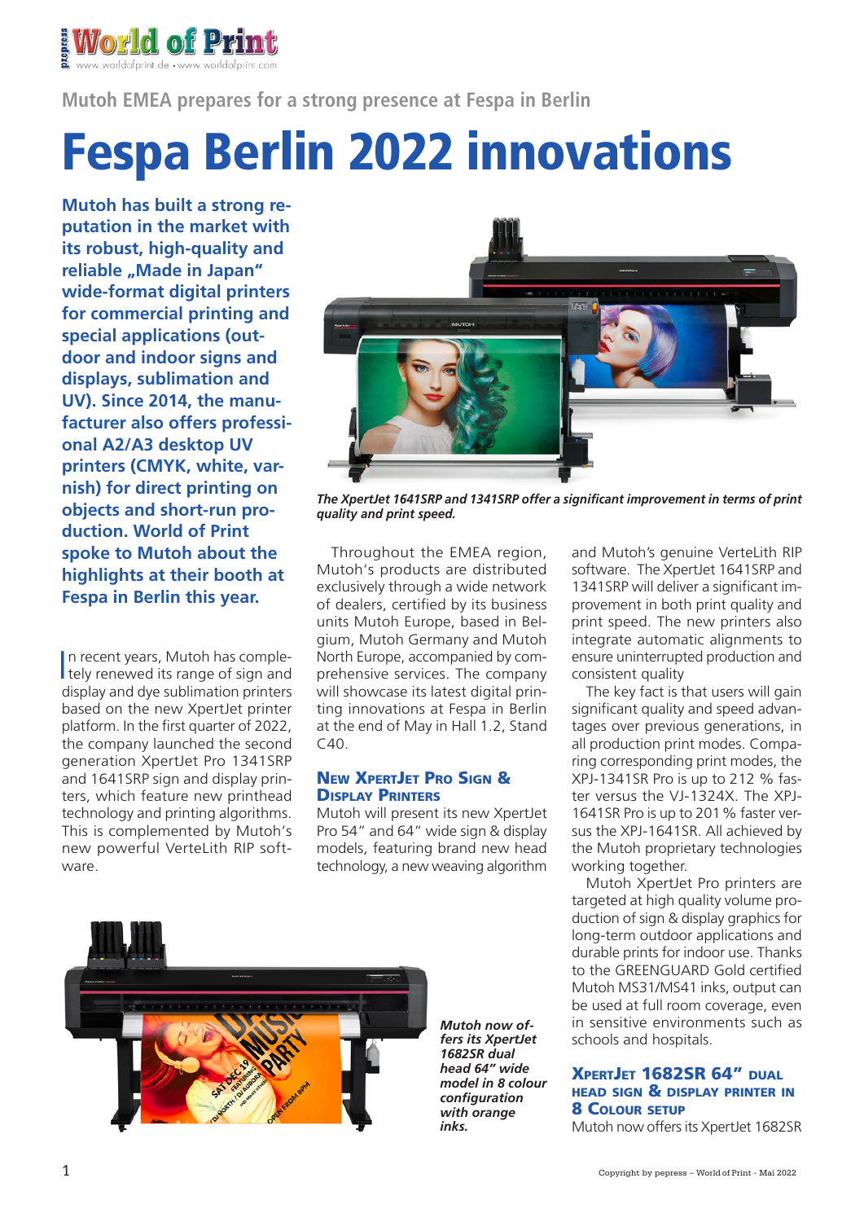Mutoh EMEA prepares for a strong presence at Fespa in Berlin

# Fespa Berlin 2022 innovations

**Mutoh has built a strong reputation in the market with its robust, high-quality and reliable „Made in Japan" wide-format digital printers for commercial printing and special applications (outdoor and indoor signs and displays, sublimation and UV). Since 2014, the manufacturer also offers professional A2/A3 desktop UV printers (CMYK, white, varnish) for direct printing on objects and short-run production. World of Print spoke to Mutoh about the highlights at their booth at Fespa in Berlin this year.**

*The XpertJet 1641SRP and 1341SRP offer a significant improvement in terms of print quality and print speed.*

In recent years, Mutoh has completely renewed its range of sign and display and dye sublimation printers based on the new XpertJet printer platform. In the first quarter of 2022, the company launched the second generation XpertJet Pro 1341SRP and 1641SRP sign and display printers, which feature new printhead technology and printing algorithms. This is complemented by Mutoh's new powerful VerteLith RIP software.

Throughout the EMEA region, Mutoh's products are distributed exclusively through a wide network of dealers, certified by its business units Mutoh Europe, based in Belgium, Mutoh Germany and Mutoh North Europe, accompanied by comprehensive services. The company will showcase its latest digital printing innovations at Fespa in Berlin at the end of May in Hall 1.2, Stand C40.

## New XpertJet Pro Sign & Display Printers

Mutoh will present its new XpertJet Pro 54" and 64" wide sign & display models, featuring brand new head technology, a new weaving algorithm and Mutoh's genuine VerteLith RIP software. The XpertJet 1641SRP and 1341SRP will deliver a significant improvement in both print quality and print speed. The new printers also integrate automatic alignments to ensure uninterrupted production and consistent quality

The key fact is that users will gain significant quality and speed advantages over previous generations, in all production print modes. Comparing corresponding print modes, the XPJ-1341SR Pro is up to 212 % faster versus the VJ-1324X. The XPJ-1641SR Pro is up to 201 % faster versus the XPJ-1641SR. All achieved by the Mutoh proprietary technologies working together.

Mutoh XpertJet Pro printers are targeted at high quality volume production of sign & display graphics for long-term outdoor applications and durable prints for indoor use. Thanks to the GREENGUARD Gold certified Mutoh MS31/MS41 inks, output can be used at full room coverage, even in sensitive environments such as schools and hospitals.

*Mutoh now offers its XpertJet 1682SR dual head 64" wide model in 8 colour configuration with orange inks.*

## XpertJet 1682SR 64" dual head sign & display printer in 8 Colour setup

Mutoh now offers its XpertJet 1682SR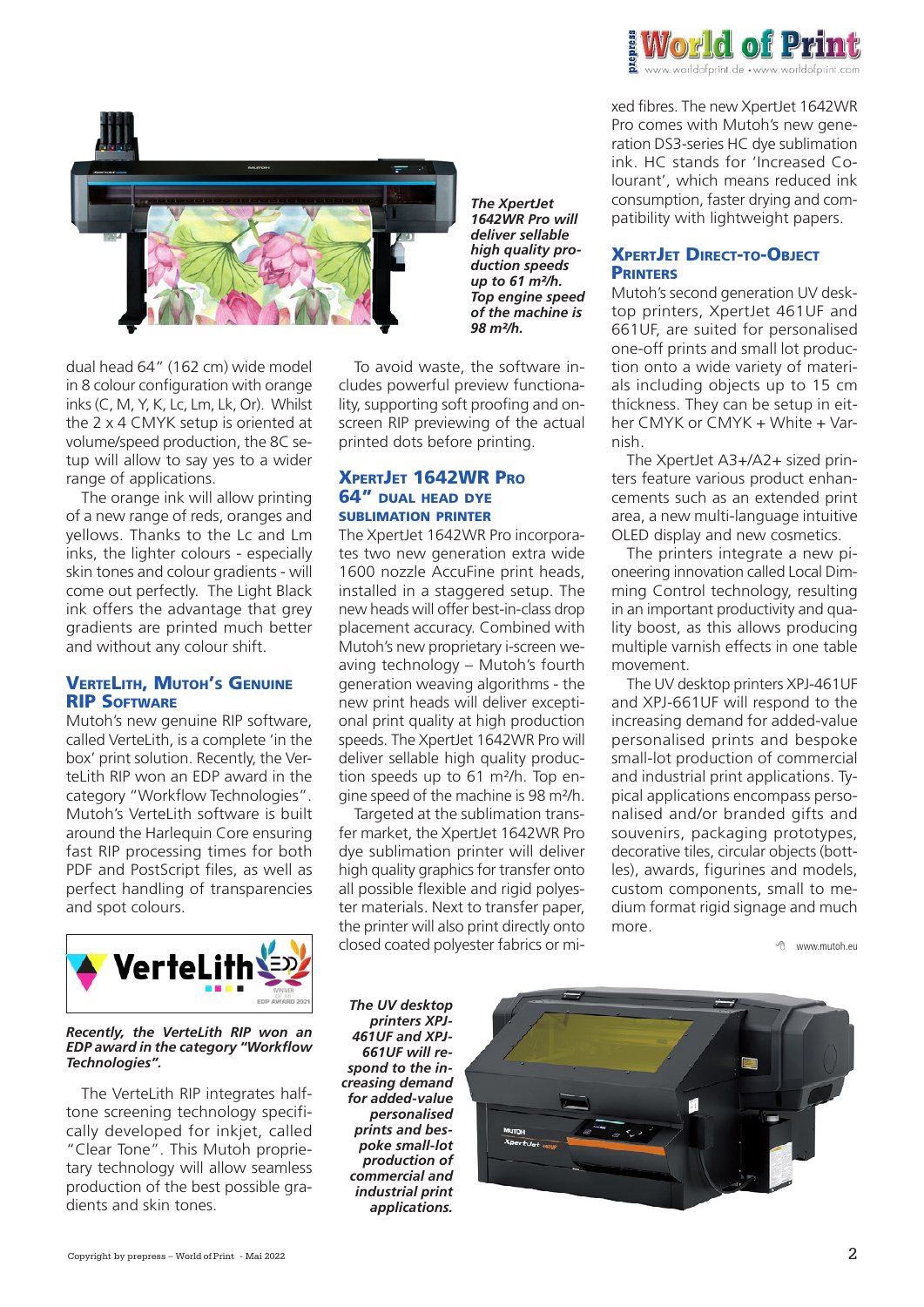*The XpertJet 1642WR Pro will deliver sellable high quality production speeds up to 61 m²/h. Top engine speed of the machine is 98 m²/h.*

dual head 64" (162 cm) wide model in 8 colour configuration with orange inks (C, M, Y, K, Lc, Lm, Lk, Or). Whilst the 2 x 4 CMYK setup is oriented at volume/speed production, the 8C setup will allow to say yes to a wider range of applications.

The orange ink will allow printing of a new range of reds, oranges and yellows. Thanks to the Lc and Lm inks, the lighter colours - especially skin tones and colour gradients - will come out perfectly. The Light Black ink offers the advantage that grey gradients are printed much better and without any colour shift.

## VerteLith, Mutoh's Genuine RIP Software

Mutoh's new genuine RIP software, called VerteLith, is a complete 'in the box' print solution. Recently, the VerteLith RIP won an EDP award in the category "Workflow Technologies". Mutoh's VerteLith software is built around the Harlequin Core ensuring fast RIP processing times for both PDF and PostScript files, as well as perfect handling of transparencies and spot colours.

*Recently, the VerteLith RIP won an EDP award in the category "Workflow Technologies".*

The VerteLith RIP integrates halftone screening technology specifically developed for inkjet, called "Clear Tone". This Mutoh proprietary technology will allow seamless production of the best possible gradients and skin tones.

To avoid waste, the software includes powerful preview functionality, supporting soft proofing and on-screen RIP previewing of the actual printed dots before printing.

## XpertJet 1642WR Pro 64" dual head dye sublimation printer

The XpertJet 1642WR Pro incorporates two new generation extra wide 1600 nozzle AccuFine print heads, installed in a staggered setup. The new heads will offer best-in-class drop placement accuracy. Combined with Mutoh's new proprietary i-screen weaving technology – Mutoh's fourth generation weaving algorithms - the new print heads will deliver exceptional print quality at high production speeds. The XpertJet 1642WR Pro will deliver sellable high quality production speeds up to 61 m²/h. Top engine speed of the machine is 98 m²/h.

Targeted at the sublimation transfer market, the XpertJet 1642WR Pro dye sublimation printer will deliver high quality graphics for transfer onto all possible flexible and rigid polyester materials. Next to transfer paper, the printer will also print directly onto closed coated polyester fabrics or mixed fibres. The new XpertJet 1642WR Pro comes with Mutoh's new generation DS3-series HC dye sublimation ink. HC stands for 'Increased Colourant', which means reduced ink consumption, faster drying and compatibility with lightweight papers.

## XpertJet Direct-to-Object Printers

Mutoh's second generation UV desktop printers, XpertJet 461UF and 661UF, are suited for personalised one-off prints and small lot production onto a wide variety of materials including objects up to 15 cm thickness. They can be setup in either CMYK or CMYK + White + Varnish.

The XpertJet A3+/A2+ sized printers feature various product enhancements such as an extended print area, a new multi-language intuitive OLED display and new cosmetics.

The printers integrate a new pioneering innovation called Local Dimming Control technology, resulting in an important productivity and quality boost, as this allows producing multiple varnish effects in one table movement.

The UV desktop printers XPJ-461UF and XPJ-661UF will respond to the increasing demand for added-value personalised prints and bespoke small-lot production of commercial and industrial print applications. Typical applications encompass personalised and/or branded gifts and souvenirs, packaging prototypes, decorative tiles, circular objects (bottles), awards, figurines and models, custom components, small to medium format rigid signage and much more.

www.mutoh.eu

*The UV desktop printers XPJ-461UF and XPJ-661UF will respond to the increasing demand for added-value personalised prints and bespoke small-lot production of commercial and industrial print applications.*